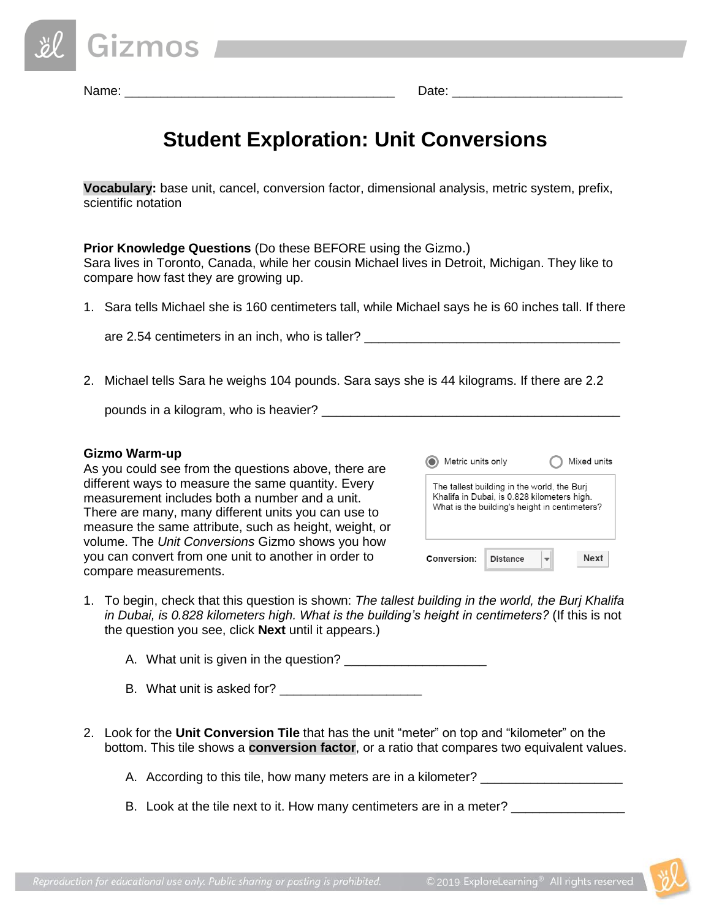Name: ______________________________________ Date: ________________________

# Student Exploration: Unit Conversions

**Vocabulary:** base unit, cancel, conversion factor, dimensional analysis, metric system, prefix, scientific notation

**Prior Knowledge Questions** (Do these BEFORE using the Gizmo.)
Sara lives in Toronto, Canada, while her cousin Michael lives in Detroit, Michigan. They like to compare how fast they are growing up.

1. Sara tells Michael she is 160 centimeters tall, while Michael says he is 60 inches tall. If there are 2.54 centimeters in an inch, who is taller? _____________________________________

2. Michael tells Sara he weighs 104 pounds. Sara says she is 44 kilograms. If there are 2.2 pounds in a kilogram, who is heavier? ___________________________________________

**Gizmo Warm-up**
As you could see from the questions above, there are different ways to measure the same quantity. Every measurement includes both a number and a unit. There are many, many different units you can use to measure the same attribute, such as height, weight, or volume. The *Unit Conversions* Gizmo shows you how you can convert from one unit to another in order to compare measurements.

Metric units only | Mixed units

The tallest building in the world, the Burj Khalifa in Dubai, is 0.828 kilometers high. What is the building's height in centimeters?

Conversion: Distance | Next

1. To begin, check that this question is shown: *The tallest building in the world, the Burj Khalifa in Dubai, is 0.828 kilometers high. What is the building's height in centimeters?* (If this is not the question you see, click **Next** until it appears.)

   A. What unit is given in the question? ____________________

   B. What unit is asked for? ____________________

2. Look for the **Unit Conversion Tile** that has the unit "meter" on top and "kilometer" on the bottom. This tile shows a **conversion factor**, or a ratio that compares two equivalent values.

   A. According to this tile, how many meters are in a kilometer? ____________________

   B. Look at the tile next to it. How many centimeters are in a meter? _______________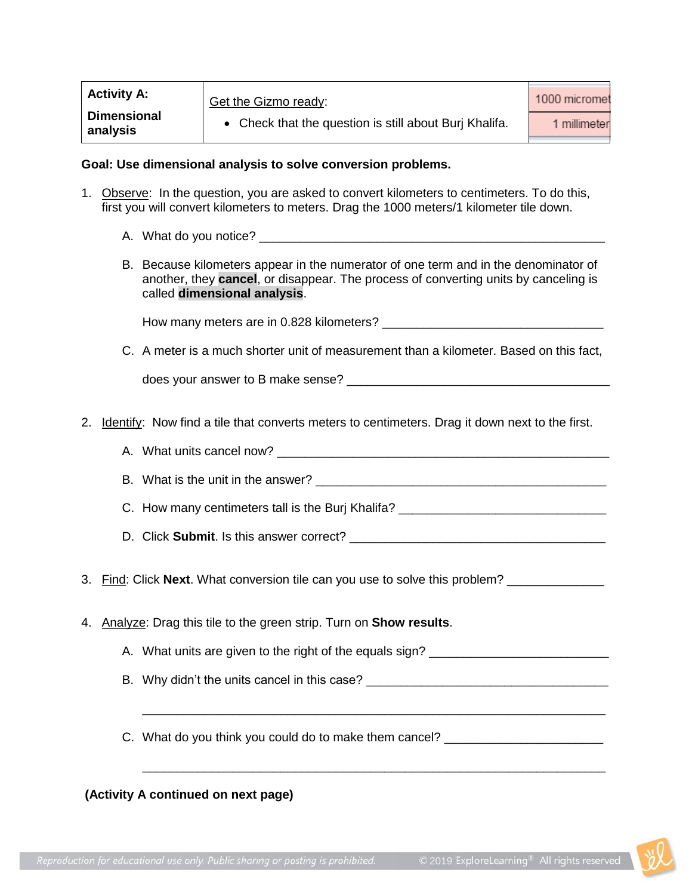| Activity A: Dimensional analysis | Get the Gizmo ready: <br>• Check that the question is still about Burj Khalifa. | 1000 micromet<br>1 millimeter |
|---|---|---|

**Goal: Use dimensional analysis to solve conversion problems.**

1. Observe: In the question, you are asked to convert kilometers to centimeters. To do this, first you will convert kilometers to meters. Drag the 1000 meters/1 kilometer tile down.

   A. What do you notice? ________________________________________________

   B. Because kilometers appear in the numerator of one term and in the denominator of another, they **cancel**, or disappear. The process of converting units by canceling is called **dimensional analysis**.

      How many meters are in 0.828 kilometers? ______________________________

   C. A meter is a much shorter unit of measurement than a kilometer. Based on this fact,

      does your answer to B make sense? ____________________________________

2. Identify: Now find a tile that converts meters to centimeters. Drag it down next to the first.

   A. What units cancel now? _____________________________________________

   B. What is the unit in the answer? _______________________________________

   C. How many centimeters tall is the Burj Khalifa? _____________________________

   D. Click **Submit**. Is this answer correct? ___________________________________

3. Find: Click **Next**. What conversion tile can you use to solve this problem? _____________

4. Analyze: Drag this tile to the green strip. Turn on **Show results**.

   A. What units are given to the right of the equals sign? _________________________

   B. Why didn't the units cancel in this case? __________________________________

      ______________________________________________________________________

   C. What do you think you could do to make them cancel? _______________________

      ______________________________________________________________________

**(Activity A continued on next page)**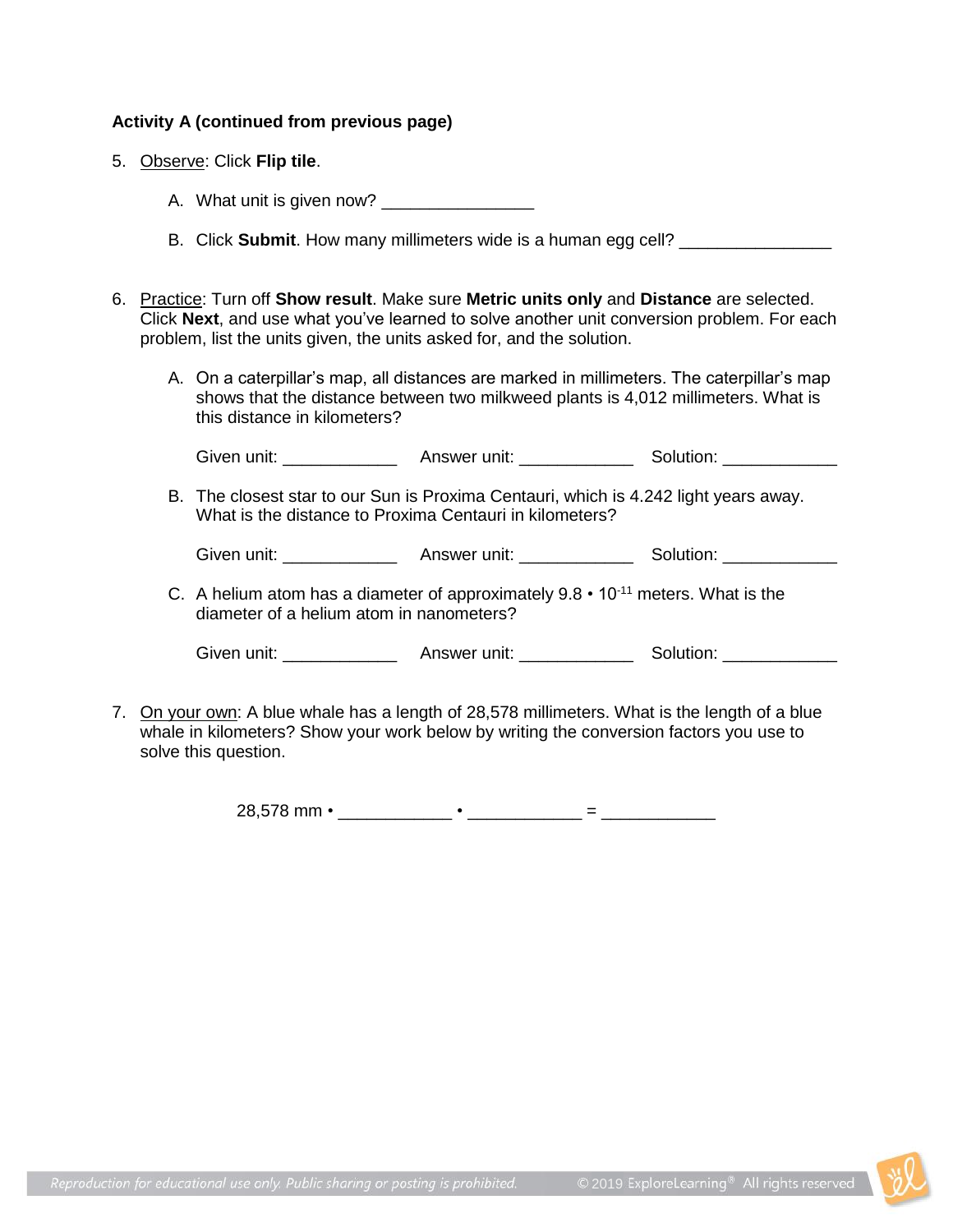**Activity A (continued from previous page)**

5. Observe: Click **Flip tile**.

   A. What unit is given now? ________________

   B. Click **Submit**. How many millimeters wide is a human egg cell? ________________

6. Practice: Turn off **Show result**. Make sure **Metric units only** and **Distance** are selected. Click **Next**, and use what you've learned to solve another unit conversion problem. For each problem, list the units given, the units asked for, and the solution.

   A. On a caterpillar's map, all distances are marked in millimeters. The caterpillar's map shows that the distance between two milkweed plants is 4,012 millimeters. What is this distance in kilometers?

      Given unit: ____________ Answer unit: ____________ Solution: ____________

   B. The closest star to our Sun is Proxima Centauri, which is 4.242 light years away. What is the distance to Proxima Centauri in kilometers?

      Given unit: ____________ Answer unit: ____________ Solution: ____________

   C. A helium atom has a diameter of approximately $9.8 \cdot 10^{-11}$ meters. What is the diameter of a helium atom in nanometers?

      Given unit: ____________ Answer unit: ____________ Solution: ____________

7. On your own: A blue whale has a length of 28,578 millimeters. What is the length of a blue whale in kilometers? Show your work below by writing the conversion factors you use to solve this question.

   28,578 mm • ____________ • ____________ = ____________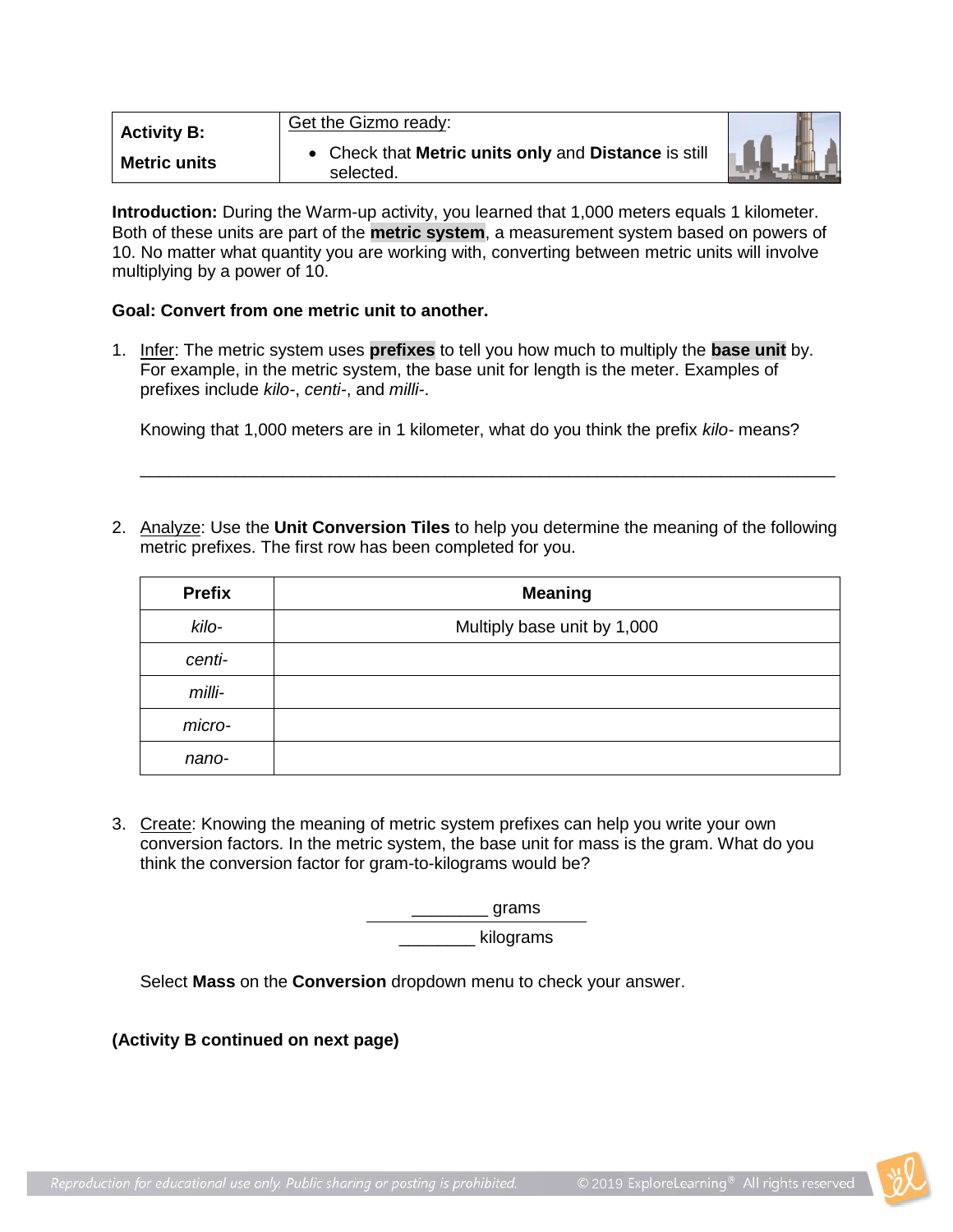| **Activity B:** **Metric units** | Get the Gizmo ready: • Check that **Metric units only** and **Distance** is still selected. |
|---|---|

**Introduction:** During the Warm-up activity, you learned that 1,000 meters equals 1 kilometer. Both of these units are part of the **metric system**, a measurement system based on powers of 10. No matter what quantity you are working with, converting between metric units will involve multiplying by a power of 10.

**Goal: Convert from one metric unit to another.**

1. Infer: The metric system uses **prefixes** to tell you how much to multiply the **base unit** by. For example, in the metric system, the base unit for length is the meter. Examples of prefixes include *kilo*-, *centi*-, and *milli*-.

   Knowing that 1,000 meters are in 1 kilometer, what do you think the prefix *kilo*- means?

   _________________________________________________________________________

2. Analyze: Use the **Unit Conversion Tiles** to help you determine the meaning of the following metric prefixes. The first row has been completed for you.

| Prefix | Meaning |
|---|---|
| *kilo-* | Multiply base unit by 1,000 |
| *centi-* | |
| *milli-* | |
| *micro-* | |
| *nano-* | |

3. Create: Knowing the meaning of metric system prefixes can help you write your own conversion factors. In the metric system, the base unit for mass is the gram. What do you think the conversion factor for gram-to-kilograms would be?

$$\frac{\text{\_\_\_\_\_\_\_\_ grams}}{\text{\_\_\_\_\_\_\_\_ kilograms}}$$

   Select **Mass** on the **Conversion** dropdown menu to check your answer.

**(Activity B continued on next page)**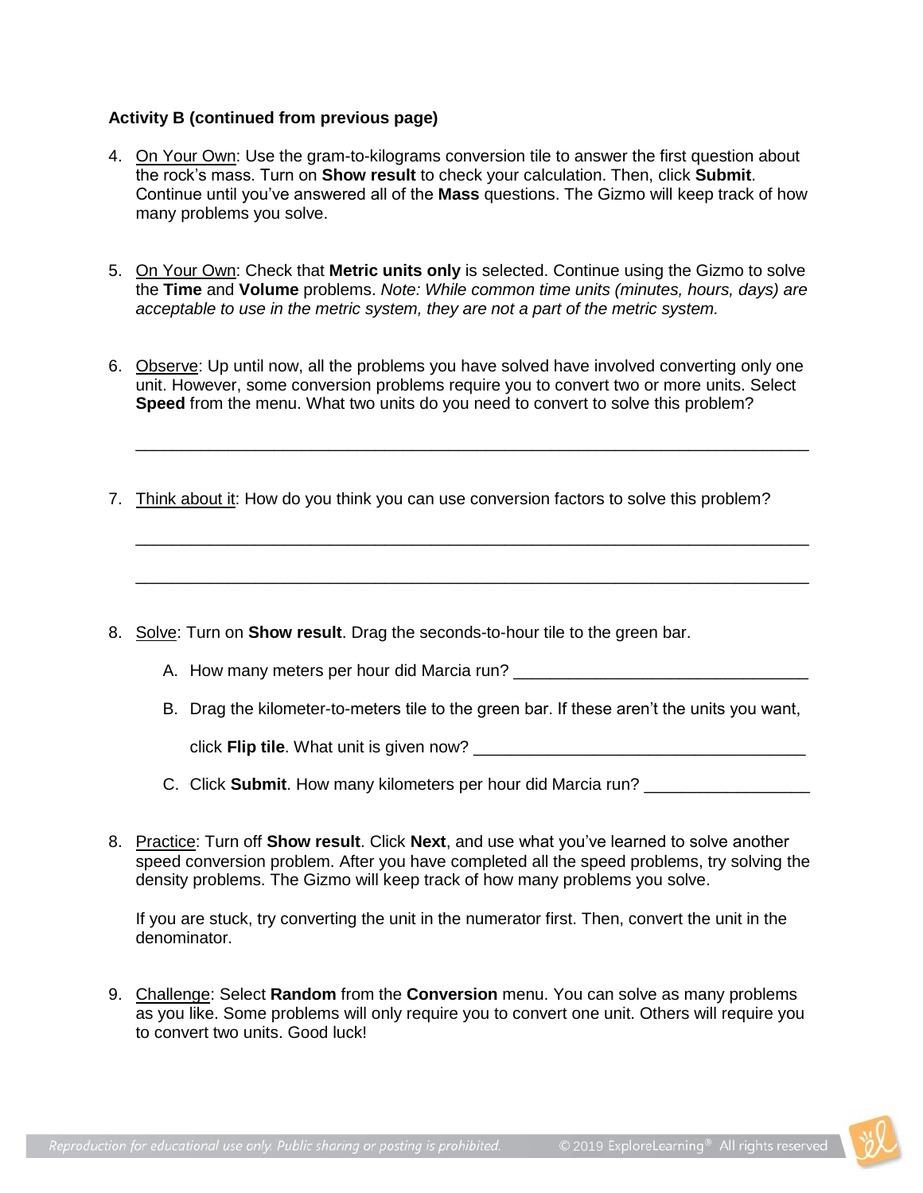**Activity B (continued from previous page)**

4. On Your Own: Use the gram-to-kilograms conversion tile to answer the first question about the rock's mass. Turn on **Show result** to check your calculation. Then, click **Submit**. Continue until you've answered all of the **Mass** questions. The Gizmo will keep track of how many problems you solve.

5. On Your Own: Check that **Metric units only** is selected. Continue using the Gizmo to solve the **Time** and **Volume** problems. *Note: While common time units (minutes, hours, days) are acceptable to use in the metric system, they are not a part of the metric system.*

6. Observe: Up until now, all the problems you have solved have involved converting only one unit. However, some conversion problems require you to convert two or more units. Select **Speed** from the menu. What two units do you need to convert to solve this problem?

   _________________________________________________________________________

7. Think about it: How do you think you can use conversion factors to solve this problem?

   _________________________________________________________________________

   _________________________________________________________________________

8. Solve: Turn on **Show result**. Drag the seconds-to-hour tile to the green bar.

   A. How many meters per hour did Marcia run? ________________________________

   B. Drag the kilometer-to-meters tile to the green bar. If these aren't the units you want, click **Flip tile**. What unit is given now? ____________________________________

   C. Click **Submit**. How many kilometers per hour did Marcia run? _________________

8. Practice: Turn off **Show result**. Click **Next**, and use what you've learned to solve another speed conversion problem. After you have completed all the speed problems, try solving the density problems. The Gizmo will keep track of how many problems you solve.

   If you are stuck, try converting the unit in the numerator first. Then, convert the unit in the denominator.

9. Challenge: Select **Random** from the **Conversion** menu. You can solve as many problems as you like. Some problems will only require you to convert one unit. Others will require you to convert two units. Good luck!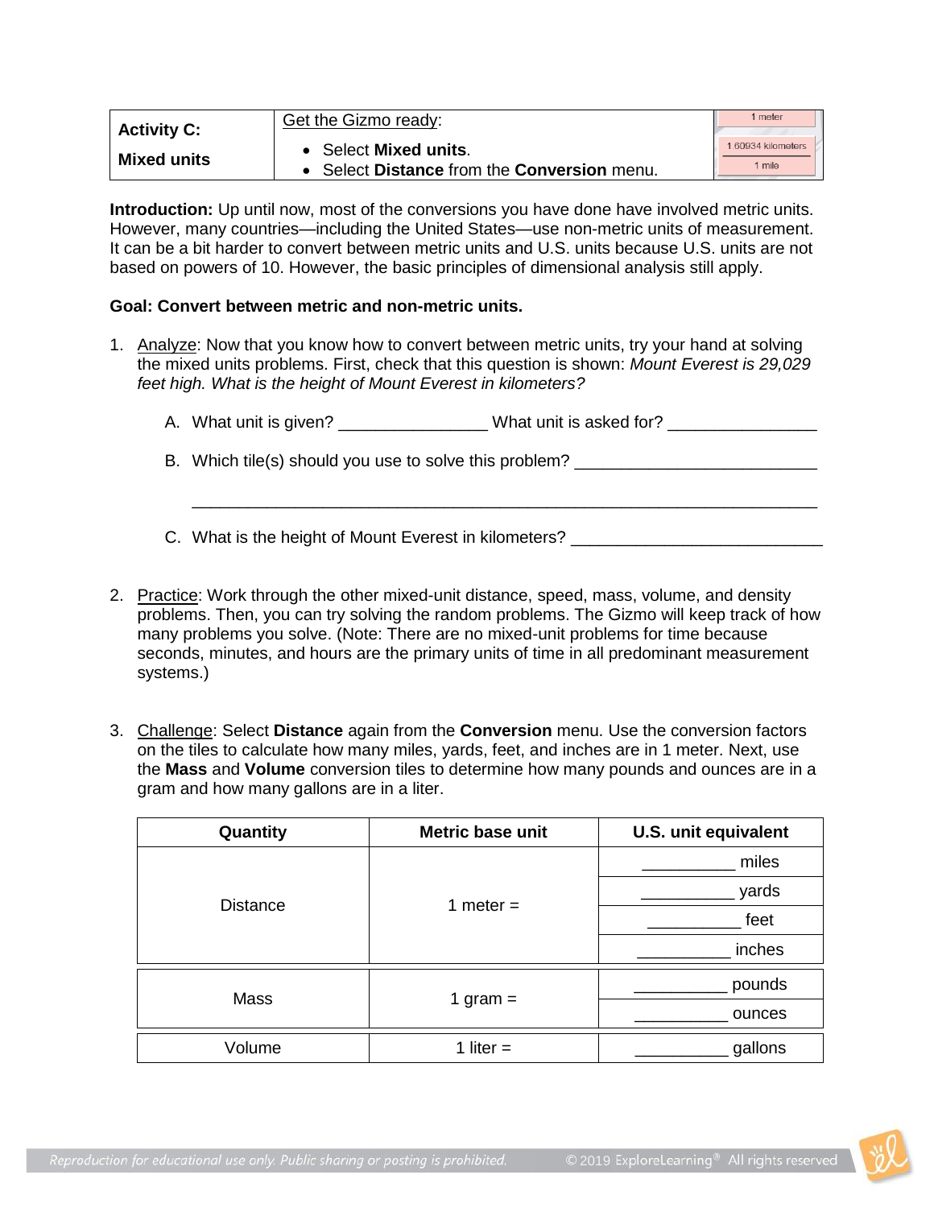| **Activity C:** **Mixed units** | Get the Gizmo ready: • Select **Mixed units**. • Select **Distance** from the **Conversion** menu. |
|---|---|

**Introduction:** Up until now, most of the conversions you have done have involved metric units. However, many countries—including the United States—use non-metric units of measurement. It can be a bit harder to convert between metric units and U.S. units because U.S. units are not based on powers of 10. However, the basic principles of dimensional analysis still apply.

**Goal: Convert between metric and non-metric units.**

1. Analyze: Now that you know how to convert between metric units, try your hand at solving the mixed units problems. First, check that this question is shown: *Mount Everest is 29,029 feet high. What is the height of Mount Everest in kilometers?*

   A. What unit is given? ________________ What unit is asked for? ________________

   B. Which tile(s) should you use to solve this problem? ___________________________

   _____________________________________________________________________

   C. What is the height of Mount Everest in kilometers? ___________________________

2. Practice: Work through the other mixed-unit distance, speed, mass, volume, and density problems. Then, you can try solving the random problems. The Gizmo will keep track of how many problems you solve. (Note: There are no mixed-unit problems for time because seconds, minutes, and hours are the primary units of time in all predominant measurement systems.)

3. Challenge: Select **Distance** again from the **Conversion** menu. Use the conversion factors on the tiles to calculate how many miles, yards, feet, and inches are in 1 meter. Next, use the **Mass** and **Volume** conversion tiles to determine how many pounds and ounces are in a gram and how many gallons are in a liter.

| Quantity | Metric base unit | U.S. unit equivalent |
|---|---|---|
| Distance | 1 meter = | __________ miles |
| | | __________ yards |
| | | __________ feet |
| | | __________ inches |
| Mass | 1 gram = | __________ pounds |
| | | __________ ounces |
| Volume | 1 liter = | __________ gallons |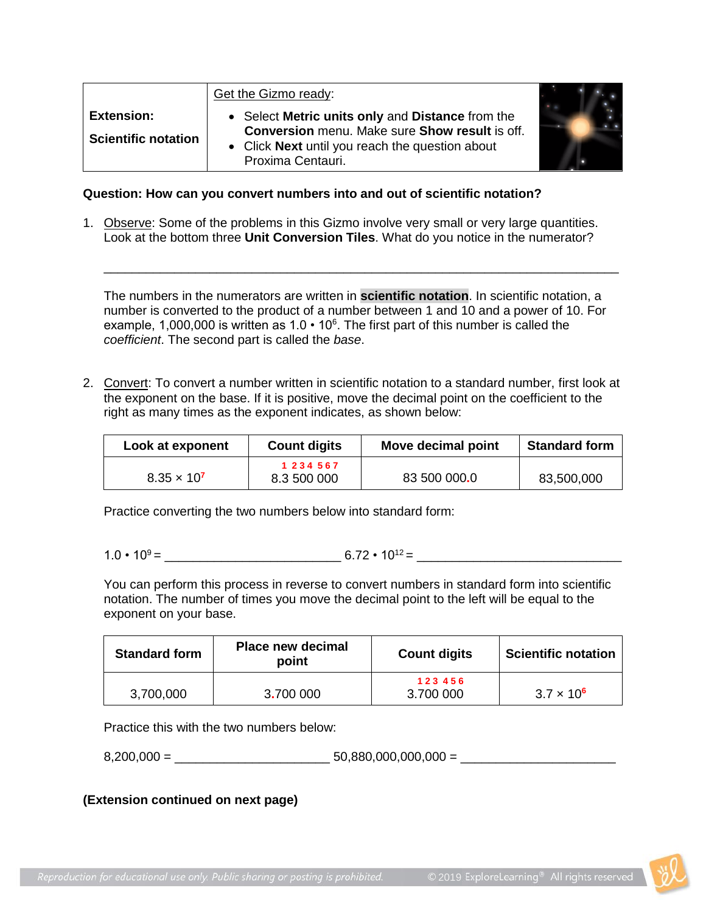| Extension: Scientific notation | Get the Gizmo ready: • Select **Metric units only** and **Distance** from the **Conversion** menu. Make sure **Show result** is off. • Click **Next** until you reach the question about Proxima Centauri. |
|---|---|

**Question: How can you convert numbers into and out of scientific notation?**

1. Observe: Some of the problems in this Gizmo involve very small or very large quantities. Look at the bottom three **Unit Conversion Tiles**. What do you notice in the numerator?

   _________________________________________________________________________

   The numbers in the numerators are written in **scientific notation**. In scientific notation, a number is converted to the product of a number between 1 and 10 and a power of 10. For example, 1,000,000 is written as $1.0 \cdot 10^6$. The first part of this number is called the *coefficient*. The second part is called the *base*.

2. Convert: To convert a number written in scientific notation to a standard number, first look at the exponent on the base. If it is positive, move the decimal point on the coefficient to the right as many times as the exponent indicates, as shown below:

| Look at exponent | Count digits | Move decimal point | Standard form |
|---|---|---|---|
| $8.35 \times 10^7$ | 1 234 567<br>8.3 500 000 | 83 500 000.0 | 83,500,000 |

   Practice converting the two numbers below into standard form:

   $1.0 \cdot 10^9$ = ________________________ $6.72 \cdot 10^{12}$ = ____________________________

   You can perform this process in reverse to convert numbers in standard form into scientific notation. The number of times you move the decimal point to the left will be equal to the exponent on your base.

| Standard form | Place new decimal point | Count digits | Scientific notation |
|---|---|---|---|
| 3,700,000 | 3.700 000 | 123 456<br>3.700 000 | $3.7 \times 10^6$ |

   Practice this with the two numbers below:

   8,200,000 = ______________________ 50,880,000,000,000 = ______________________

**(Extension continued on next page)**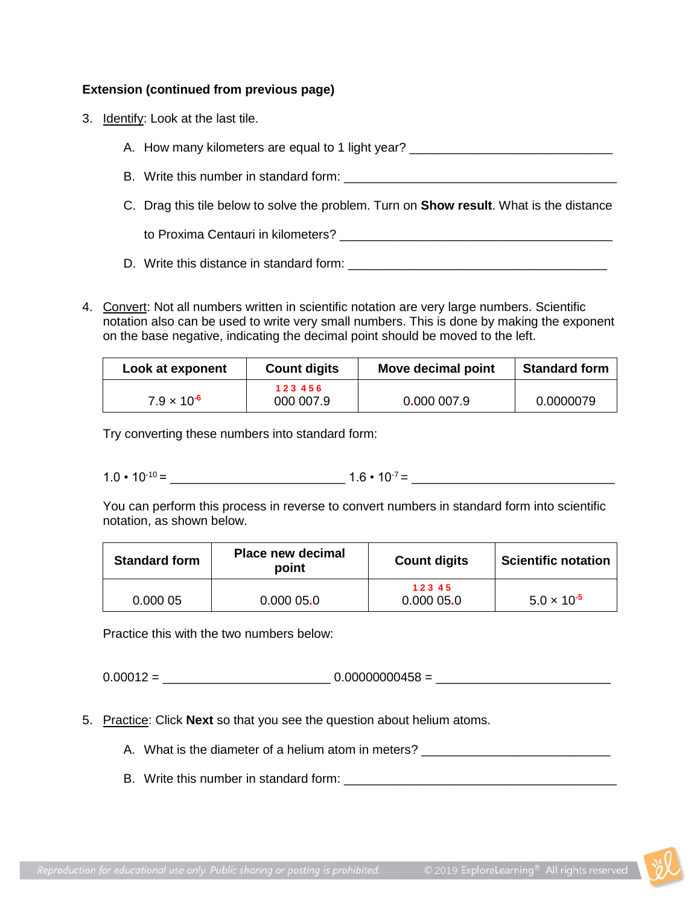**Extension (continued from previous page)**

3. Identify: Look at the last tile.

   A. How many kilometers are equal to 1 light year? ______________________________

   B. Write this number in standard form: ________________________________________

   C. Drag this tile below to solve the problem. Turn on **Show result**. What is the distance to Proxima Centauri in kilometers? ________________________________________

   D. Write this distance in standard form: ______________________________________

4. Convert: Not all numbers written in scientific notation are very large numbers. Scientific notation also can be used to write very small numbers. This is done by making the exponent on the base negative, indicating the decimal point should be moved to the left.

| Look at exponent | Count digits | Move decimal point | Standard form |
|---|---|---|---|
| $7.9 \times 10^{-6}$ | 123 456<br>000 007.9 | 0.000 007.9 | 0.0000079 |

Try converting these numbers into standard form:

$1.0 \cdot 10^{-10}$ = __________________________ $1.6 \cdot 10^{-7}$ = ______________________________

You can perform this process in reverse to convert numbers in standard form into scientific notation, as shown below.

| Standard form | Place new decimal point | Count digits | Scientific notation |
|---|---|---|---|
| 0.000 05 | 0.000 05.0 | 123 45<br>0.000 05.0 | $5.0 \times 10^{-5}$ |

Practice this with the two numbers below:

0.00012 = ________________________ 0.00000000458 = __________________________

5. Practice: Click **Next** so that you see the question about helium atoms.

   A. What is the diameter of a helium atom in meters? ___________________________

   B. Write this number in standard form: ________________________________________